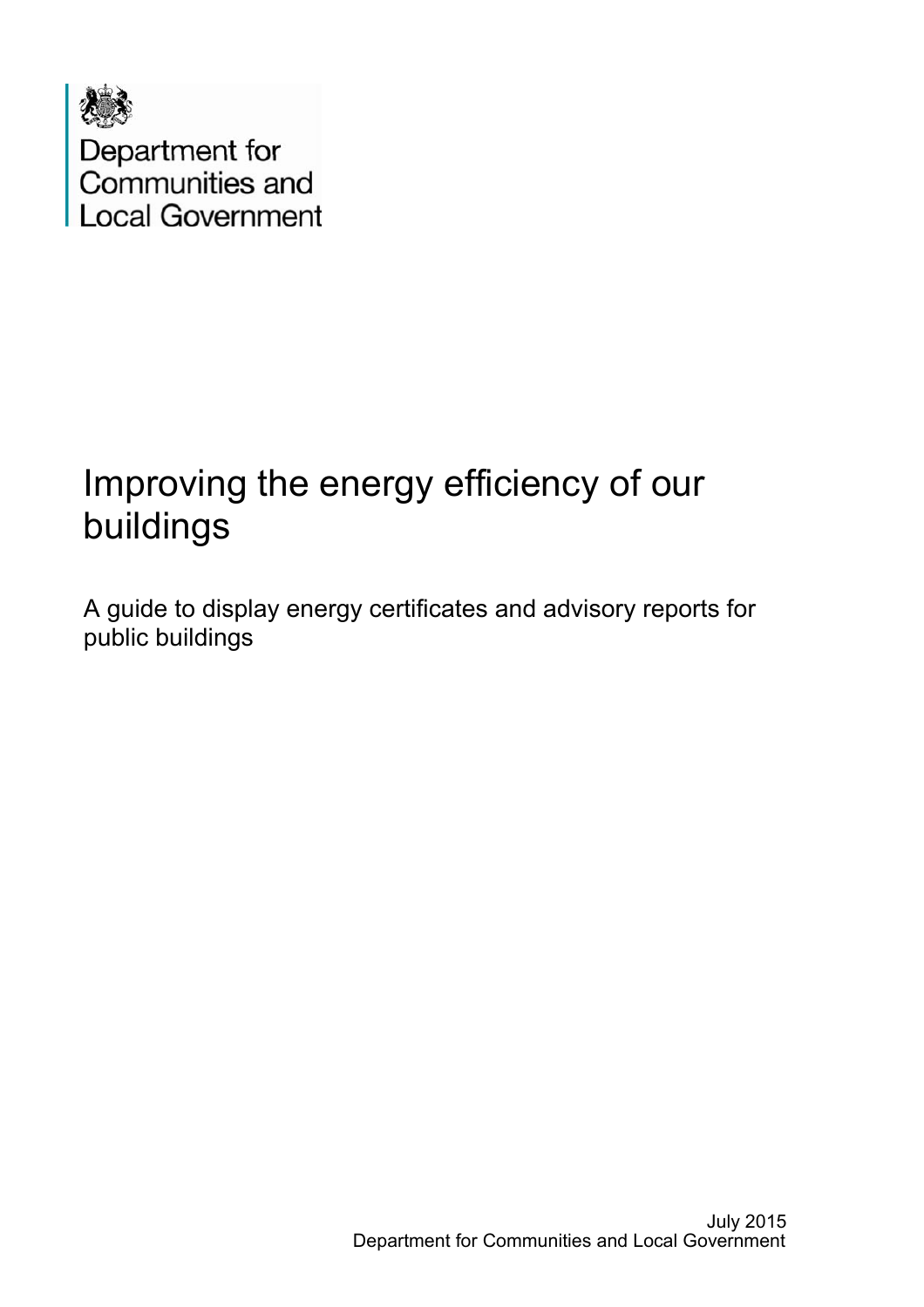Department for Communities and Local Government

# Improving the energy efficiency of our buildings

## A guide to display energy certificates and advisory reports for public buildings

July 2015
Department for Communities and Local Government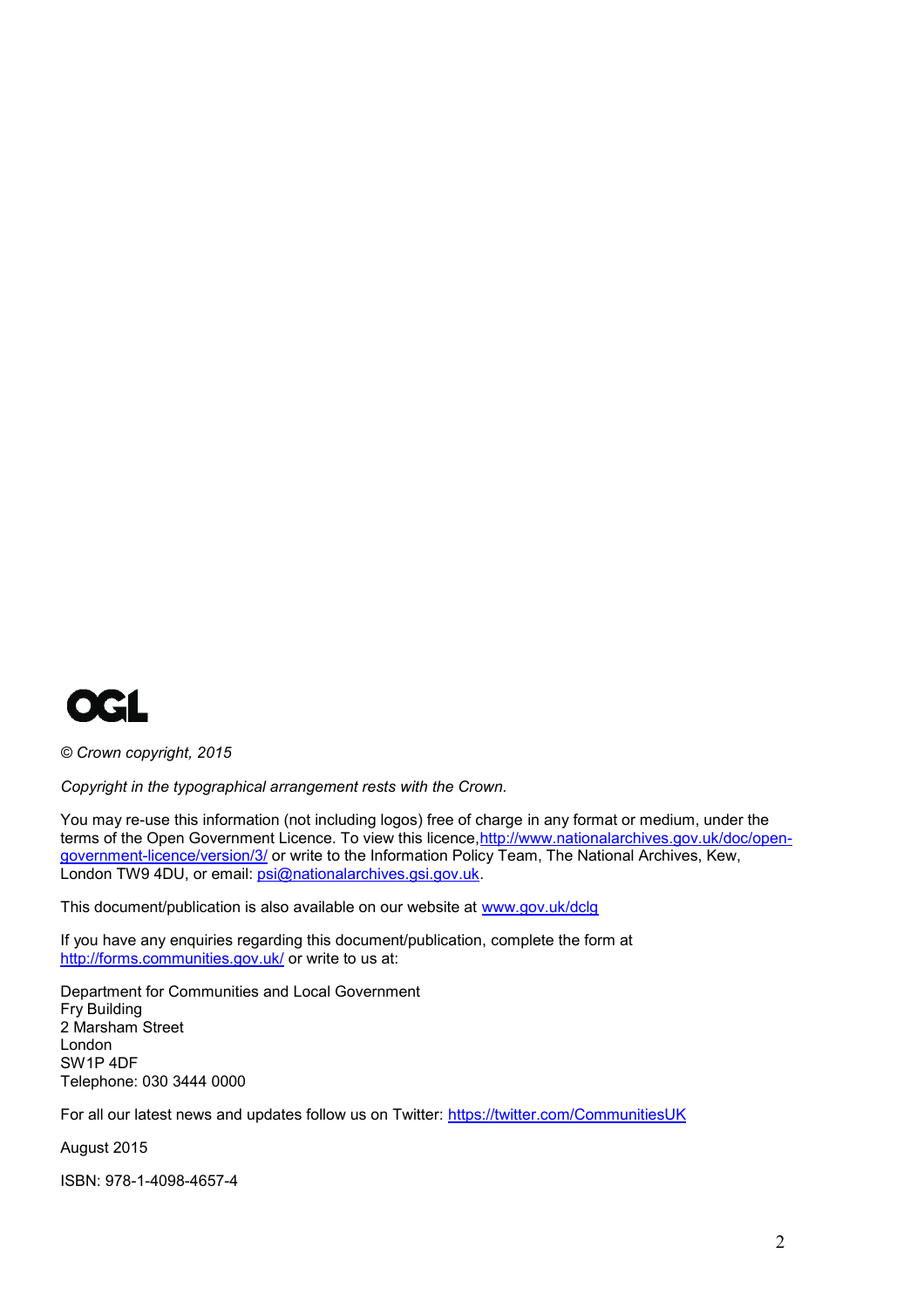OGL

*© Crown copyright, 2015*

*Copyright in the typographical arrangement rests with the Crown.*

You may re-use this information (not including logos) free of charge in any format or medium, under the terms of the Open Government Licence. To view this licence, http://www.nationalarchives.gov.uk/doc/open-government-licence/version/3/ or write to the Information Policy Team, The National Archives, Kew, London TW9 4DU, or email: psi@nationalarchives.gsi.gov.uk.

This document/publication is also available on our website at www.gov.uk/dclg

If you have any enquiries regarding this document/publication, complete the form at http://forms.communities.gov.uk/ or write to us at:

Department for Communities and Local Government
Fry Building
2 Marsham Street
London
SW1P 4DF
Telephone: 030 3444 0000

For all our latest news and updates follow us on Twitter: https://twitter.com/CommunitiesUK

August 2015

ISBN: 978-1-4098-4657-4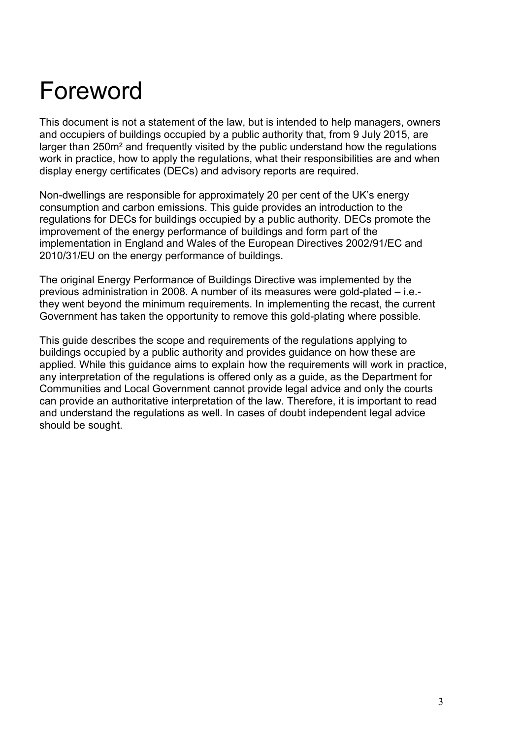# Foreword

This document is not a statement of the law, but is intended to help managers, owners and occupiers of buildings occupied by a public authority that, from 9 July 2015, are larger than 250m² and frequently visited by the public understand how the regulations work in practice, how to apply the regulations, what their responsibilities are and when display energy certificates (DECs) and advisory reports are required.

Non-dwellings are responsible for approximately 20 per cent of the UK's energy consumption and carbon emissions. This guide provides an introduction to the regulations for DECs for buildings occupied by a public authority. DECs promote the improvement of the energy performance of buildings and form part of the implementation in England and Wales of the European Directives 2002/91/EC and 2010/31/EU on the energy performance of buildings.

The original Energy Performance of Buildings Directive was implemented by the previous administration in 2008. A number of its measures were gold-plated – i.e.- they went beyond the minimum requirements. In implementing the recast, the current Government has taken the opportunity to remove this gold-plating where possible.

This guide describes the scope and requirements of the regulations applying to buildings occupied by a public authority and provides guidance on how these are applied. While this guidance aims to explain how the requirements will work in practice, any interpretation of the regulations is offered only as a guide, as the Department for Communities and Local Government cannot provide legal advice and only the courts can provide an authoritative interpretation of the law. Therefore, it is important to read and understand the regulations as well. In cases of doubt independent legal advice should be sought.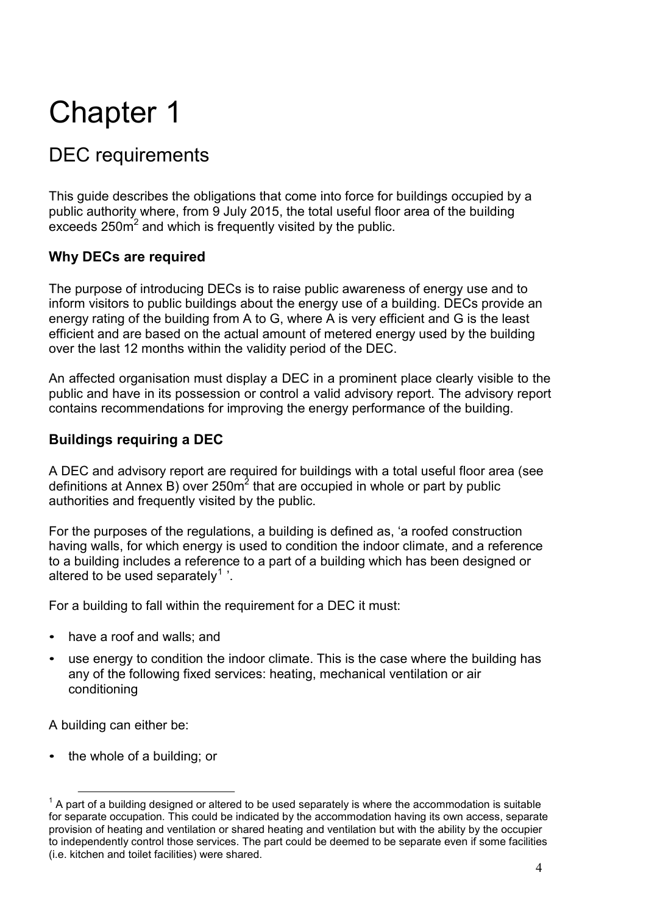# Chapter 1

## DEC requirements

This guide describes the obligations that come into force for buildings occupied by a public authority where, from 9 July 2015, the total useful floor area of the building exceeds $250m^2$ and which is frequently visited by the public.

### Why DECs are required

The purpose of introducing DECs is to raise public awareness of energy use and to inform visitors to public buildings about the energy use of a building. DECs provide an energy rating of the building from A to G, where A is very efficient and G is the least efficient and are based on the actual amount of metered energy used by the building over the last 12 months within the validity period of the DEC.

An affected organisation must display a DEC in a prominent place clearly visible to the public and have in its possession or control a valid advisory report. The advisory report contains recommendations for improving the energy performance of the building.

### Buildings requiring a DEC

A DEC and advisory report are required for buildings with a total useful floor area (see definitions at Annex B) over $250m^2$ that are occupied in whole or part by public authorities and frequently visited by the public.

For the purposes of the regulations, a building is defined as, 'a roofed construction having walls, for which energy is used to condition the indoor climate, and a reference to a building includes a reference to a part of a building which has been designed or altered to be used separately[1] '.

For a building to fall within the requirement for a DEC it must:

- have a roof and walls; and
- use energy to condition the indoor climate. This is the case where the building has any of the following fixed services: heating, mechanical ventilation or air conditioning

A building can either be:

- the whole of a building; or

[1] A part of a building designed or altered to be used separately is where the accommodation is suitable for separate occupation. This could be indicated by the accommodation having its own access, separate provision of heating and ventilation or shared heating and ventilation but with the ability by the occupier to independently control those services. The part could be deemed to be separate even if some facilities (i.e. kitchen and toilet facilities) were shared.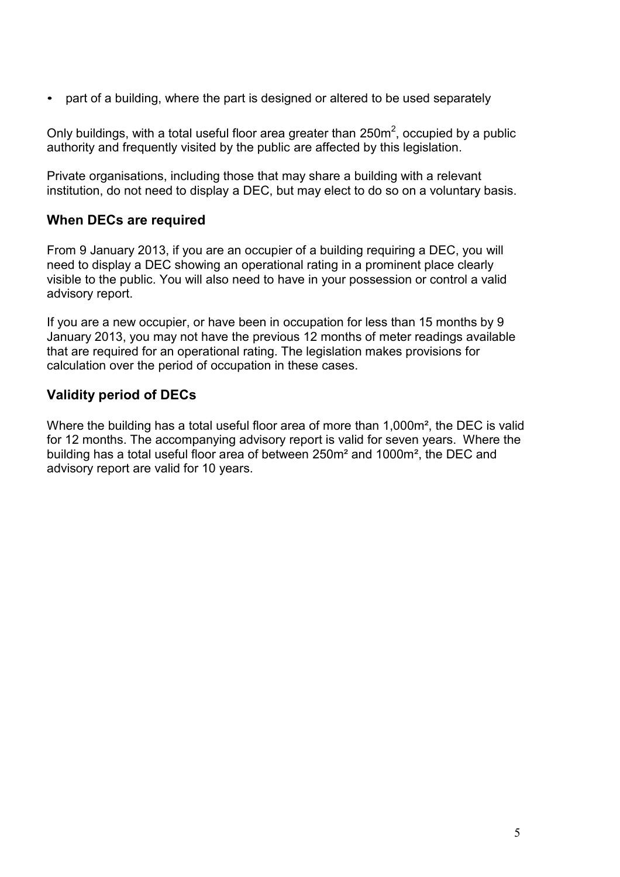- part of a building, where the part is designed or altered to be used separately

Only buildings, with a total useful floor area greater than $250m^2$, occupied by a public authority and frequently visited by the public are affected by this legislation.

Private organisations, including those that may share a building with a relevant institution, do not need to display a DEC, but may elect to do so on a voluntary basis.

## When DECs are required

From 9 January 2013, if you are an occupier of a building requiring a DEC, you will need to display a DEC showing an operational rating in a prominent place clearly visible to the public. You will also need to have in your possession or control a valid advisory report.

If you are a new occupier, or have been in occupation for less than 15 months by 9 January 2013, you may not have the previous 12 months of meter readings available that are required for an operational rating. The legislation makes provisions for calculation over the period of occupation in these cases.

## Validity period of DECs

Where the building has a total useful floor area of more than $1,000m^2$, the DEC is valid for 12 months. The accompanying advisory report is valid for seven years. Where the building has a total useful floor area of between $250m^2$ and $1000m^2$, the DEC and advisory report are valid for 10 years.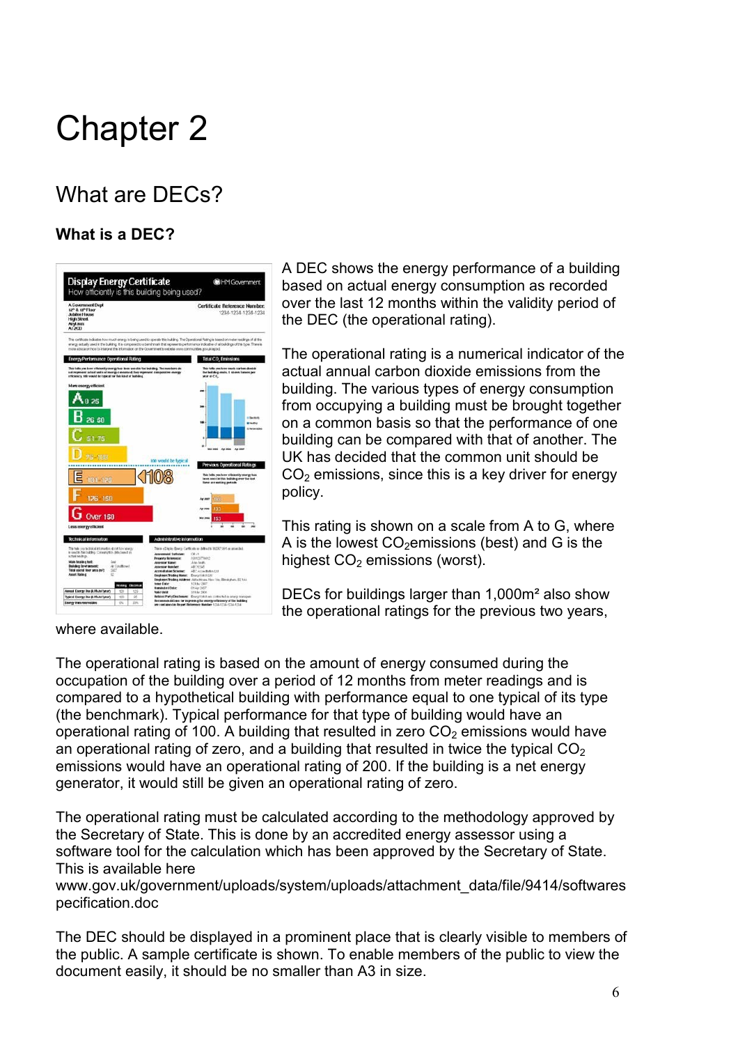# Chapter 2

## What are DECs?

### What is a DEC?

A DEC shows the energy performance of a building based on actual energy consumption as recorded over the last 12 months within the validity period of the DEC (the operational rating).

The operational rating is a numerical indicator of the actual annual carbon dioxide emissions from the building. The various types of energy consumption from occupying a building must be brought together on a common basis so that the performance of one building can be compared with that of another. The UK has decided that the common unit should be $CO_2$ emissions, since this is a key driver for energy policy.

This rating is shown on a scale from A to G, where A is the lowest $CO_2$ emissions (best) and G is the highest $CO_2$ emissions (worst).

DECs for buildings larger than 1,000m² also show the operational ratings for the previous two years, where available.

The operational rating is based on the amount of energy consumed during the occupation of the building over a period of 12 months from meter readings and is compared to a hypothetical building with performance equal to one typical of its type (the benchmark). Typical performance for that type of building would have an operational rating of 100. A building that resulted in zero $CO_2$ emissions would have an operational rating of zero, and a building that resulted in twice the typical $CO_2$ emissions would have an operational rating of 200. If the building is a net energy generator, it would still be given an operational rating of zero.

The operational rating must be calculated according to the methodology approved by the Secretary of State. This is done by an accredited energy assessor using a software tool for the calculation which has been approved by the Secretary of State. This is available here www.gov.uk/government/uploads/system/uploads/attachment_data/file/9414/softwarespecification.doc

The DEC should be displayed in a prominent place that is clearly visible to members of the public. A sample certificate is shown. To enable members of the public to view the document easily, it should be no smaller than A3 in size.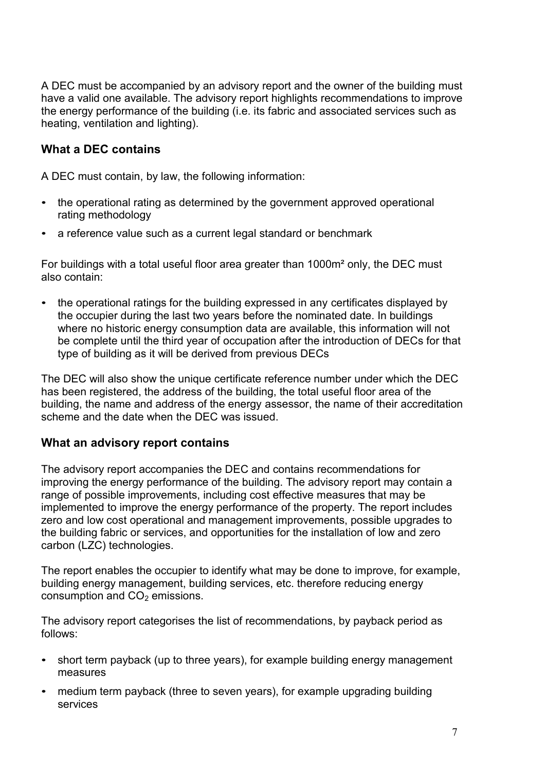A DEC must be accompanied by an advisory report and the owner of the building must have a valid one available. The advisory report highlights recommendations to improve the energy performance of the building (i.e. its fabric and associated services such as heating, ventilation and lighting).

### What a DEC contains

A DEC must contain, by law, the following information:

- the operational rating as determined by the government approved operational rating methodology
- a reference value such as a current legal standard or benchmark

For buildings with a total useful floor area greater than 1000m² only, the DEC must also contain:

- the operational ratings for the building expressed in any certificates displayed by the occupier during the last two years before the nominated date. In buildings where no historic energy consumption data are available, this information will not be complete until the third year of occupation after the introduction of DECs for that type of building as it will be derived from previous DECs

The DEC will also show the unique certificate reference number under which the DEC has been registered, the address of the building, the total useful floor area of the building, the name and address of the energy assessor, the name of their accreditation scheme and the date when the DEC was issued.

### What an advisory report contains

The advisory report accompanies the DEC and contains recommendations for improving the energy performance of the building. The advisory report may contain a range of possible improvements, including cost effective measures that may be implemented to improve the energy performance of the property. The report includes zero and low cost operational and management improvements, possible upgrades to the building fabric or services, and opportunities for the installation of low and zero carbon (LZC) technologies.

The report enables the occupier to identify what may be done to improve, for example, building energy management, building services, etc. therefore reducing energy consumption and $CO_2$ emissions.

The advisory report categorises the list of recommendations, by payback period as follows:

- short term payback (up to three years), for example building energy management measures
- medium term payback (three to seven years), for example upgrading building services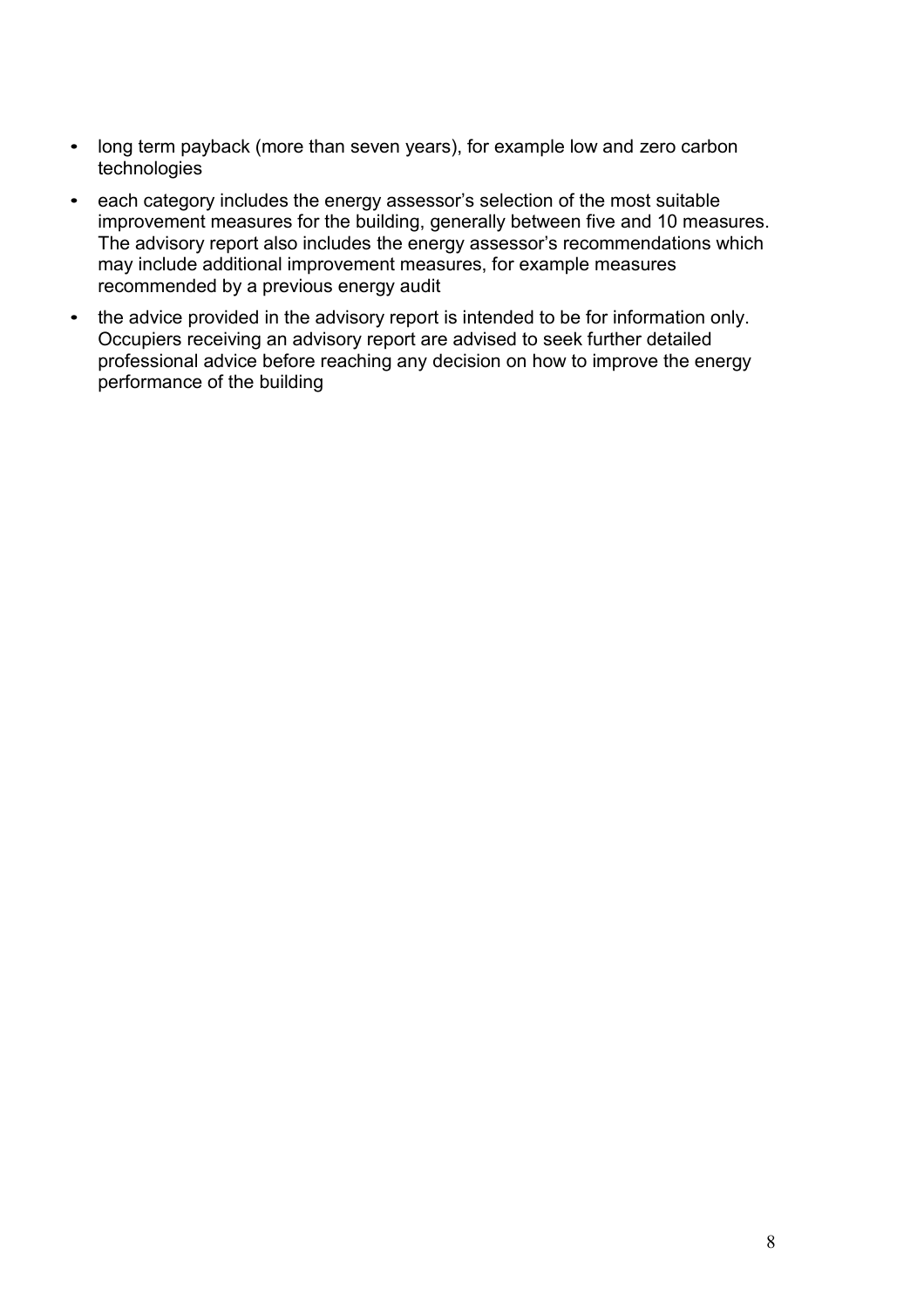- long term payback (more than seven years), for example low and zero carbon technologies
- each category includes the energy assessor's selection of the most suitable improvement measures for the building, generally between five and 10 measures. The advisory report also includes the energy assessor's recommendations which may include additional improvement measures, for example measures recommended by a previous energy audit
- the advice provided in the advisory report is intended to be for information only. Occupiers receiving an advisory report are advised to seek further detailed professional advice before reaching any decision on how to improve the energy performance of the building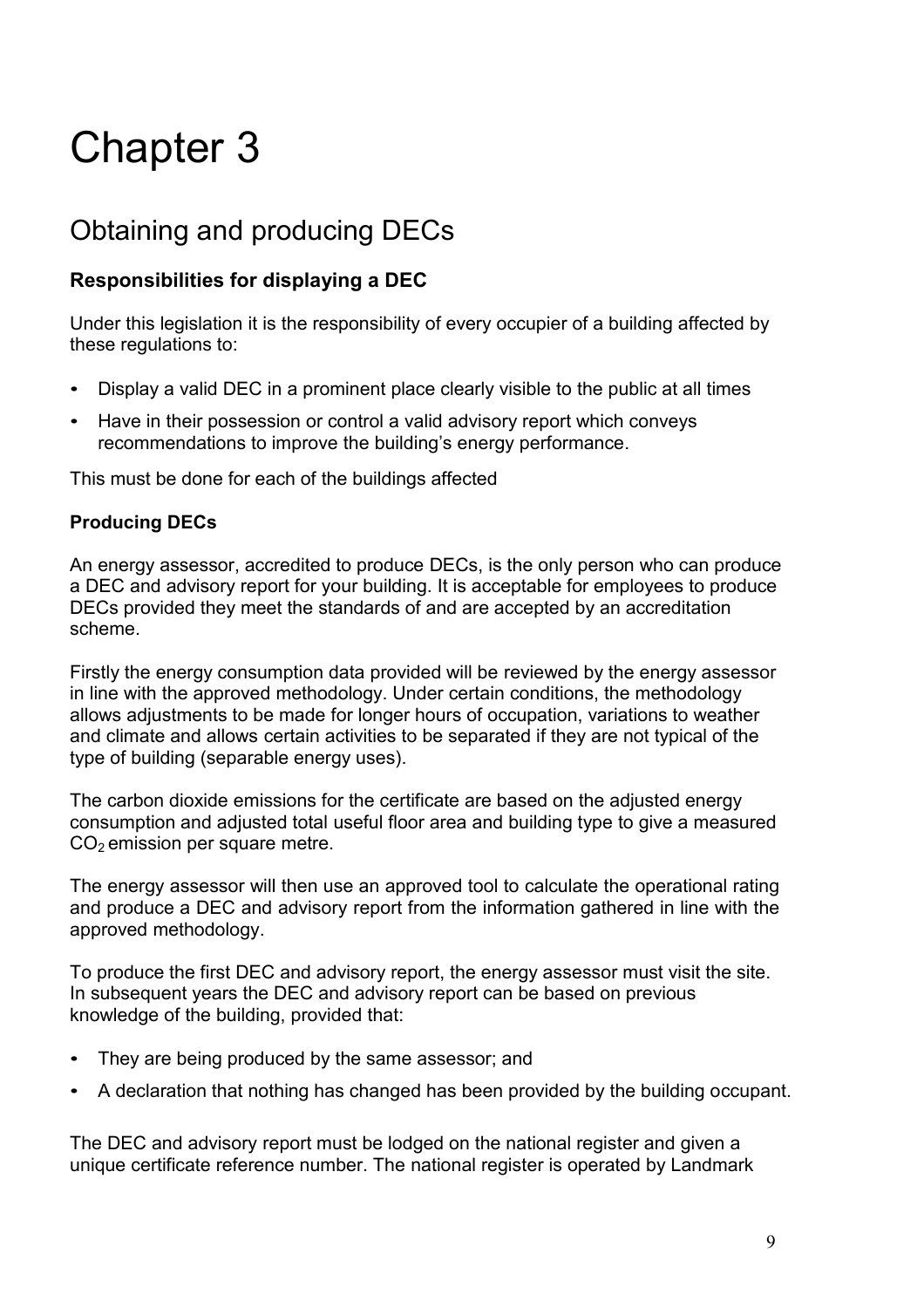# Chapter 3

## Obtaining and producing DECs

### Responsibilities for displaying a DEC

Under this legislation it is the responsibility of every occupier of a building affected by these regulations to:

- Display a valid DEC in a prominent place clearly visible to the public at all times
- Have in their possession or control a valid advisory report which conveys recommendations to improve the building's energy performance.

This must be done for each of the buildings affected

### Producing DECs

An energy assessor, accredited to produce DECs, is the only person who can produce a DEC and advisory report for your building. It is acceptable for employees to produce DECs provided they meet the standards of and are accepted by an accreditation scheme.

Firstly the energy consumption data provided will be reviewed by the energy assessor in line with the approved methodology. Under certain conditions, the methodology allows adjustments to be made for longer hours of occupation, variations to weather and climate and allows certain activities to be separated if they are not typical of the type of building (separable energy uses).

The carbon dioxide emissions for the certificate are based on the adjusted energy consumption and adjusted total useful floor area and building type to give a measured $CO_2$ emission per square metre.

The energy assessor will then use an approved tool to calculate the operational rating and produce a DEC and advisory report from the information gathered in line with the approved methodology.

To produce the first DEC and advisory report, the energy assessor must visit the site. In subsequent years the DEC and advisory report can be based on previous knowledge of the building, provided that:

- They are being produced by the same assessor; and
- A declaration that nothing has changed has been provided by the building occupant.

The DEC and advisory report must be lodged on the national register and given a unique certificate reference number. The national register is operated by Landmark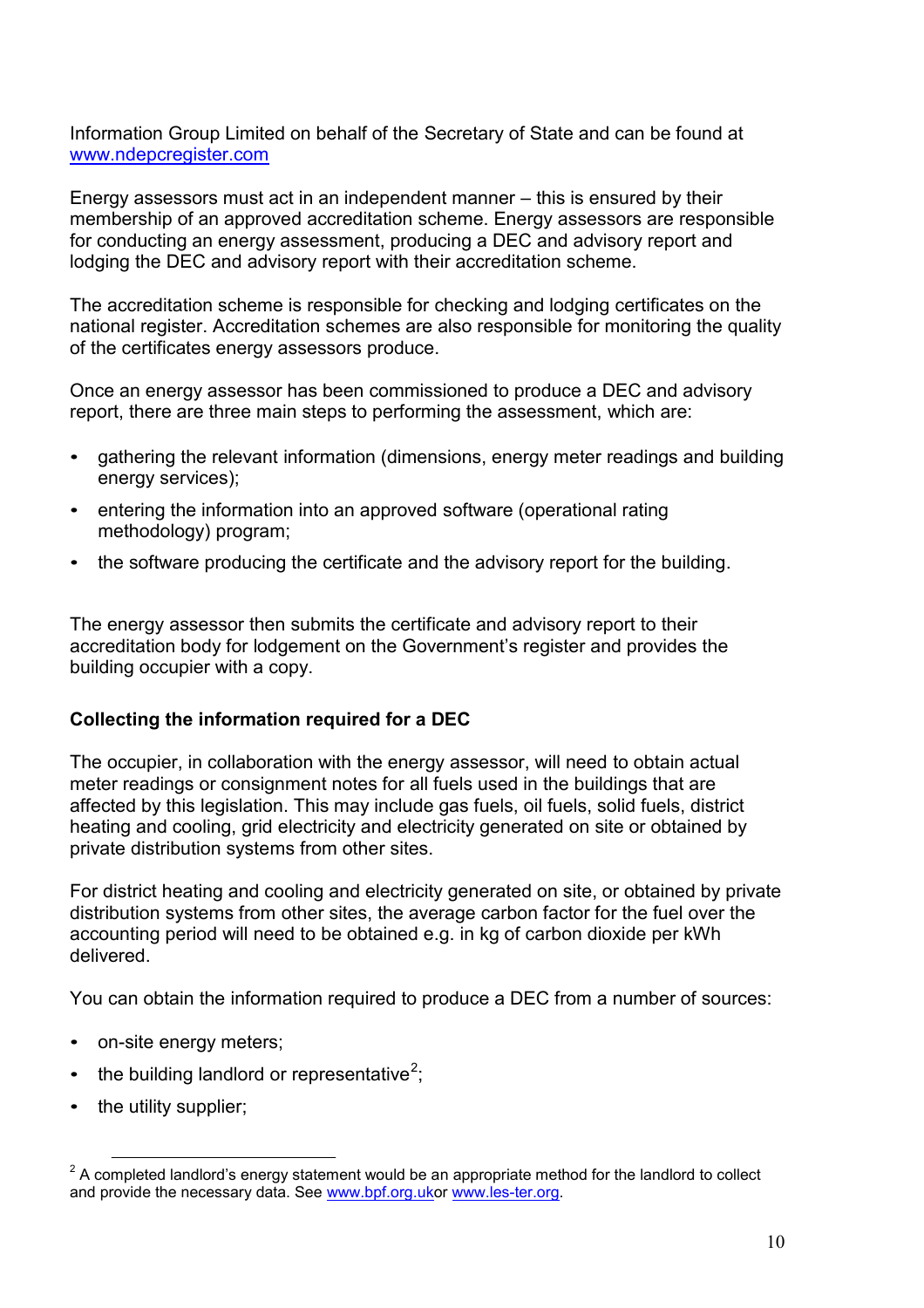Information Group Limited on behalf of the Secretary of State and can be found at www.ndepcregister.com

Energy assessors must act in an independent manner – this is ensured by their membership of an approved accreditation scheme. Energy assessors are responsible for conducting an energy assessment, producing a DEC and advisory report and lodging the DEC and advisory report with their accreditation scheme.

The accreditation scheme is responsible for checking and lodging certificates on the national register. Accreditation schemes are also responsible for monitoring the quality of the certificates energy assessors produce.

Once an energy assessor has been commissioned to produce a DEC and advisory report, there are three main steps to performing the assessment, which are:

- gathering the relevant information (dimensions, energy meter readings and building energy services);
- entering the information into an approved software (operational rating methodology) program;
- the software producing the certificate and the advisory report for the building.

The energy assessor then submits the certificate and advisory report to their accreditation body for lodgement on the Government's register and provides the building occupier with a copy.

**Collecting the information required for a DEC**

The occupier, in collaboration with the energy assessor, will need to obtain actual meter readings or consignment notes for all fuels used in the buildings that are affected by this legislation. This may include gas fuels, oil fuels, solid fuels, district heating and cooling, grid electricity and electricity generated on site or obtained by private distribution systems from other sites.

For district heating and cooling and electricity generated on site, or obtained by private distribution systems from other sites, the average carbon factor for the fuel over the accounting period will need to be obtained e.g. in kg of carbon dioxide per kWh delivered.

You can obtain the information required to produce a DEC from a number of sources:

- on-site energy meters;
- the building landlord or representative[2];
- the utility supplier;

[2] A completed landlord's energy statement would be an appropriate method for the landlord to collect and provide the necessary data. See www.bpf.org.ukor www.les-ter.org.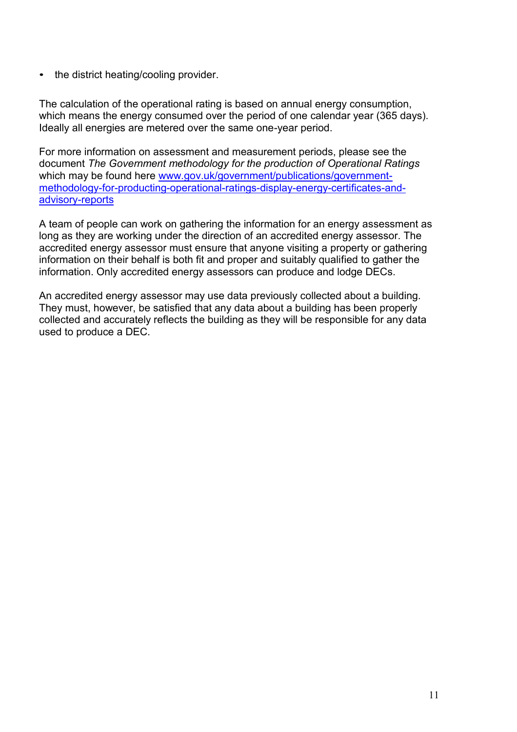- the district heating/cooling provider.

The calculation of the operational rating is based on annual energy consumption, which means the energy consumed over the period of one calendar year (365 days). Ideally all energies are metered over the same one-year period.

For more information on assessment and measurement periods, please see the document *The Government methodology for the production of Operational Ratings* which may be found here [www.gov.uk/government/publications/government-methodology-for-producting-operational-ratings-display-energy-certificates-and-advisory-reports](www.gov.uk/government/publications/government-methodology-for-producting-operational-ratings-display-energy-certificates-and-advisory-reports)

A team of people can work on gathering the information for an energy assessment as long as they are working under the direction of an accredited energy assessor. The accredited energy assessor must ensure that anyone visiting a property or gathering information on their behalf is both fit and proper and suitably qualified to gather the information. Only accredited energy assessors can produce and lodge DECs.

An accredited energy assessor may use data previously collected about a building. They must, however, be satisfied that any data about a building has been properly collected and accurately reflects the building as they will be responsible for any data used to produce a DEC.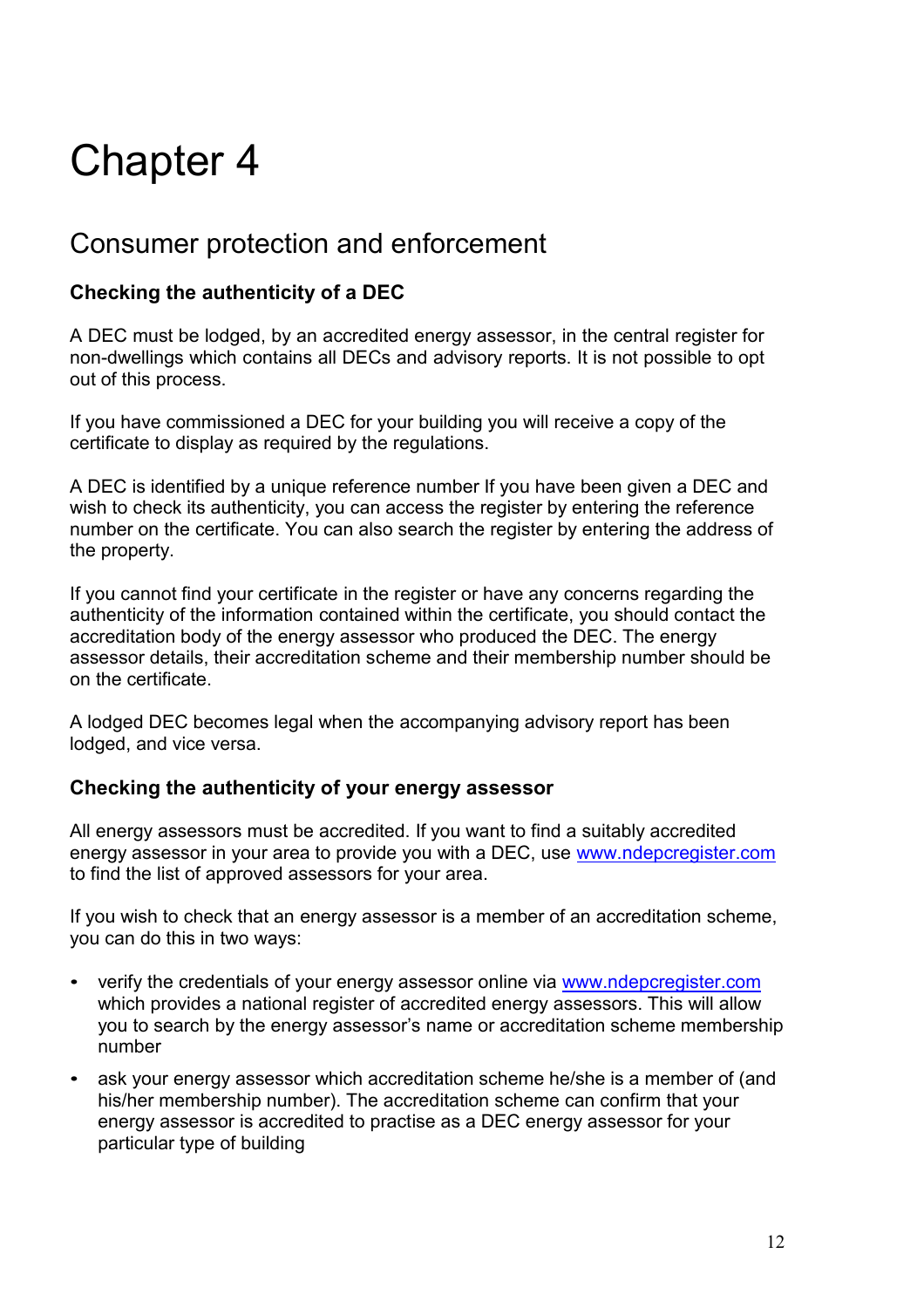# Chapter 4

## Consumer protection and enforcement

### Checking the authenticity of a DEC

A DEC must be lodged, by an accredited energy assessor, in the central register for non-dwellings which contains all DECs and advisory reports. It is not possible to opt out of this process.

If you have commissioned a DEC for your building you will receive a copy of the certificate to display as required by the regulations.

A DEC is identified by a unique reference number If you have been given a DEC and wish to check its authenticity, you can access the register by entering the reference number on the certificate. You can also search the register by entering the address of the property.

If you cannot find your certificate in the register or have any concerns regarding the authenticity of the information contained within the certificate, you should contact the accreditation body of the energy assessor who produced the DEC. The energy assessor details, their accreditation scheme and their membership number should be on the certificate.

A lodged DEC becomes legal when the accompanying advisory report has been lodged, and vice versa.

### Checking the authenticity of your energy assessor

All energy assessors must be accredited. If you want to find a suitably accredited energy assessor in your area to provide you with a DEC, use www.ndepcregister.com to find the list of approved assessors for your area.

If you wish to check that an energy assessor is a member of an accreditation scheme, you can do this in two ways:

- verify the credentials of your energy assessor online via www.ndepcregister.com which provides a national register of accredited energy assessors. This will allow you to search by the energy assessor's name or accreditation scheme membership number
- ask your energy assessor which accreditation scheme he/she is a member of (and his/her membership number). The accreditation scheme can confirm that your energy assessor is accredited to practise as a DEC energy assessor for your particular type of building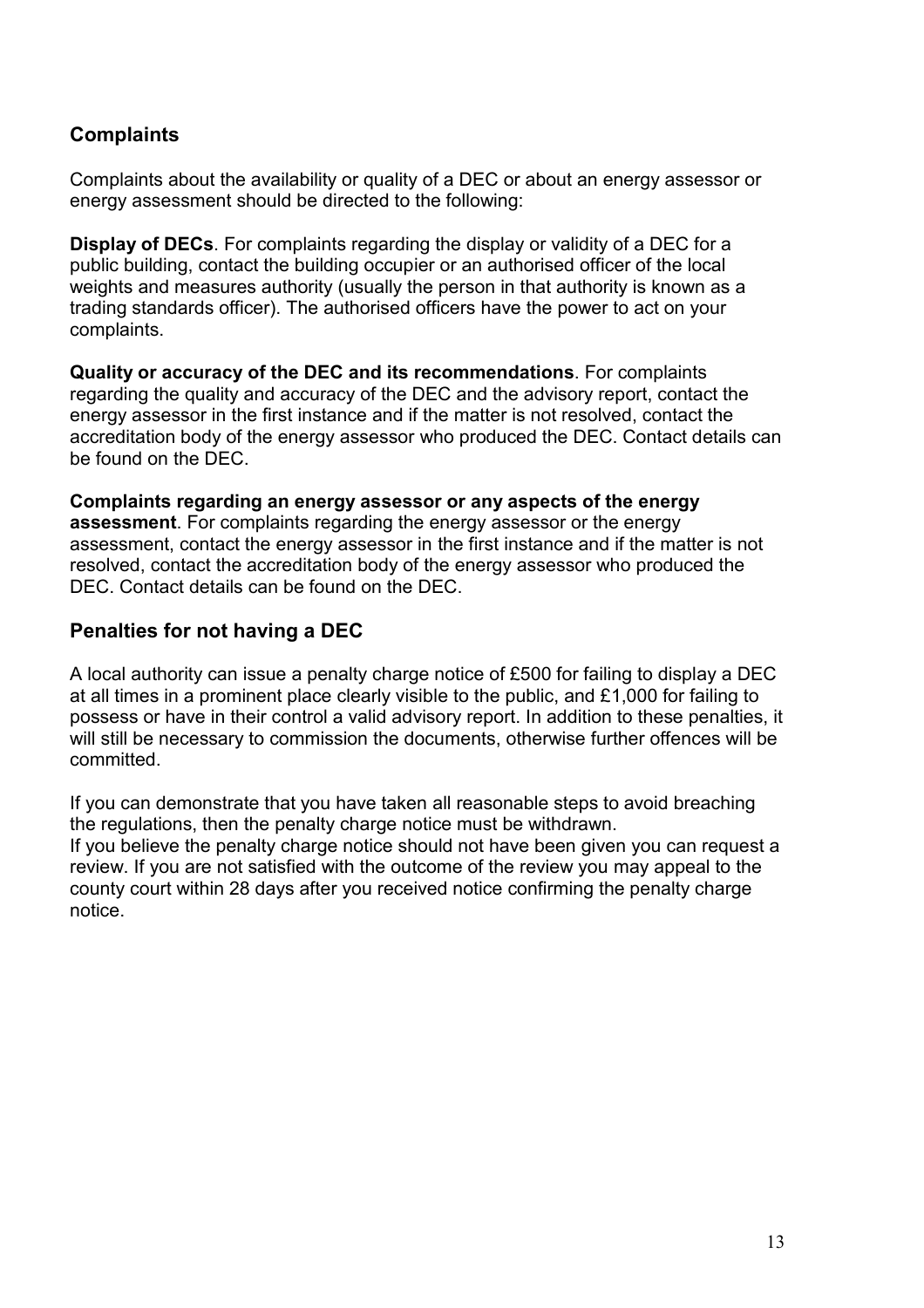## Complaints

Complaints about the availability or quality of a DEC or about an energy assessor or energy assessment should be directed to the following:

**Display of DECs**. For complaints regarding the display or validity of a DEC for a public building, contact the building occupier or an authorised officer of the local weights and measures authority (usually the person in that authority is known as a trading standards officer). The authorised officers have the power to act on your complaints.

**Quality or accuracy of the DEC and its recommendations**. For complaints regarding the quality and accuracy of the DEC and the advisory report, contact the energy assessor in the first instance and if the matter is not resolved, contact the accreditation body of the energy assessor who produced the DEC. Contact details can be found on the DEC.

**Complaints regarding an energy assessor or any aspects of the energy assessment**. For complaints regarding the energy assessor or the energy assessment, contact the energy assessor in the first instance and if the matter is not resolved, contact the accreditation body of the energy assessor who produced the DEC. Contact details can be found on the DEC.

## Penalties for not having a DEC

A local authority can issue a penalty charge notice of £500 for failing to display a DEC at all times in a prominent place clearly visible to the public, and £1,000 for failing to possess or have in their control a valid advisory report. In addition to these penalties, it will still be necessary to commission the documents, otherwise further offences will be committed.

If you can demonstrate that you have taken all reasonable steps to avoid breaching the regulations, then the penalty charge notice must be withdrawn.
If you believe the penalty charge notice should not have been given you can request a review. If you are not satisfied with the outcome of the review you may appeal to the county court within 28 days after you received notice confirming the penalty charge notice.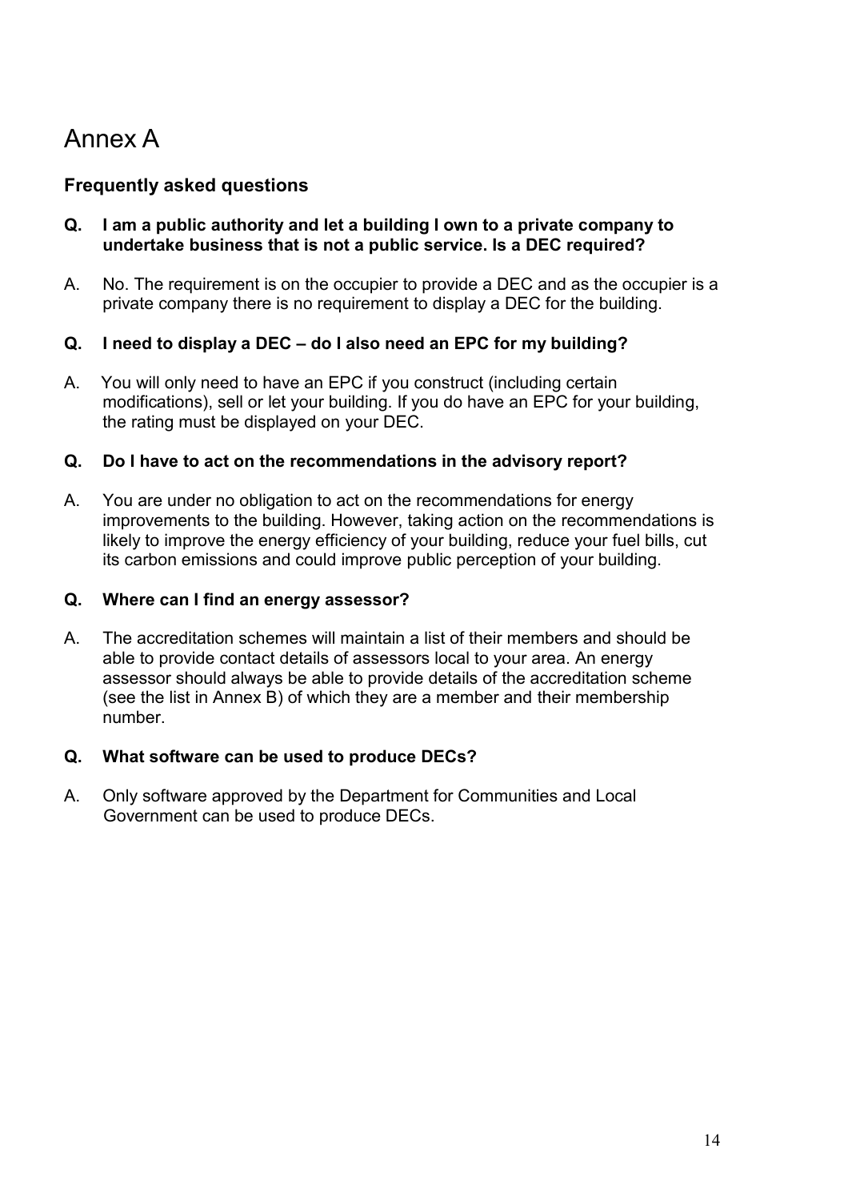# Annex A

## Frequently asked questions

**Q. I am a public authority and let a building I own to a private company to undertake business that is not a public service. Is a DEC required?**

A. No. The requirement is on the occupier to provide a DEC and as the occupier is a private company there is no requirement to display a DEC for the building.

**Q. I need to display a DEC – do I also need an EPC for my building?**

A. You will only need to have an EPC if you construct (including certain modifications), sell or let your building. If you do have an EPC for your building, the rating must be displayed on your DEC.

**Q. Do I have to act on the recommendations in the advisory report?**

A. You are under no obligation to act on the recommendations for energy improvements to the building. However, taking action on the recommendations is likely to improve the energy efficiency of your building, reduce your fuel bills, cut its carbon emissions and could improve public perception of your building.

**Q. Where can I find an energy assessor?**

A. The accreditation schemes will maintain a list of their members and should be able to provide contact details of assessors local to your area. An energy assessor should always be able to provide details of the accreditation scheme (see the list in Annex B) of which they are a member and their membership number.

**Q. What software can be used to produce DECs?**

A. Only software approved by the Department for Communities and Local Government can be used to produce DECs.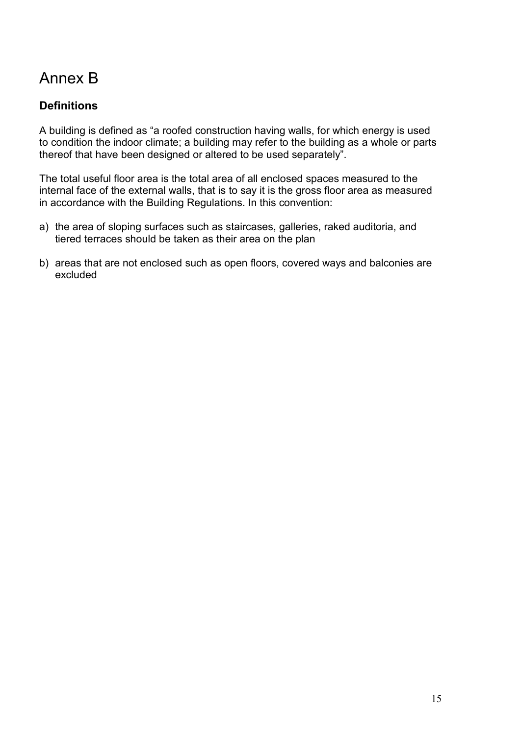# Annex B

**Definitions**

A building is defined as "a roofed construction having walls, for which energy is used to condition the indoor climate; a building may refer to the building as a whole or parts thereof that have been designed or altered to be used separately".

The total useful floor area is the total area of all enclosed spaces measured to the internal face of the external walls, that is to say it is the gross floor area as measured in accordance with the Building Regulations. In this convention:

a) the area of sloping surfaces such as staircases, galleries, raked auditoria, and tiered terraces should be taken as their area on the plan

b) areas that are not enclosed such as open floors, covered ways and balconies are excluded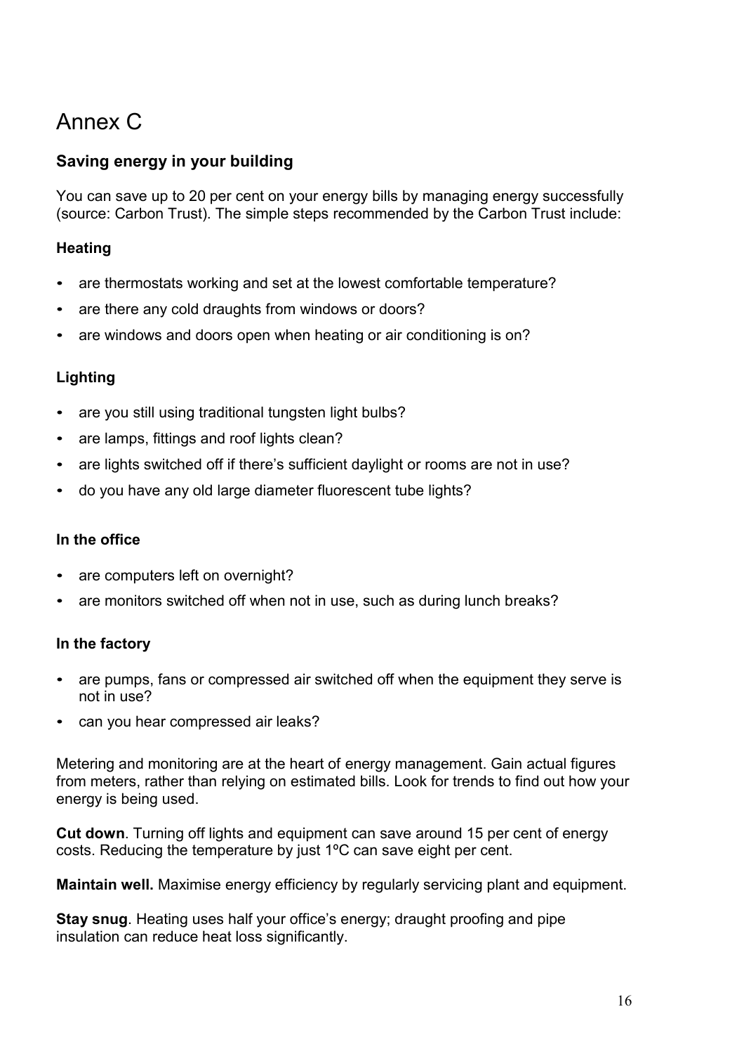# Annex C

## Saving energy in your building

You can save up to 20 per cent on your energy bills by managing energy successfully (source: Carbon Trust). The simple steps recommended by the Carbon Trust include:

### Heating

- are thermostats working and set at the lowest comfortable temperature?
- are there any cold draughts from windows or doors?
- are windows and doors open when heating or air conditioning is on?

### Lighting

- are you still using traditional tungsten light bulbs?
- are lamps, fittings and roof lights clean?
- are lights switched off if there's sufficient daylight or rooms are not in use?
- do you have any old large diameter fluorescent tube lights?

### In the office

- are computers left on overnight?
- are monitors switched off when not in use, such as during lunch breaks?

### In the factory

- are pumps, fans or compressed air switched off when the equipment they serve is not in use?
- can you hear compressed air leaks?

Metering and monitoring are at the heart of energy management. Gain actual figures from meters, rather than relying on estimated bills. Look for trends to find out how your energy is being used.

**Cut down**. Turning off lights and equipment can save around 15 per cent of energy costs. Reducing the temperature by just 1ºC can save eight per cent.

**Maintain well.** Maximise energy efficiency by regularly servicing plant and equipment.

**Stay snug**. Heating uses half your office's energy; draught proofing and pipe insulation can reduce heat loss significantly.